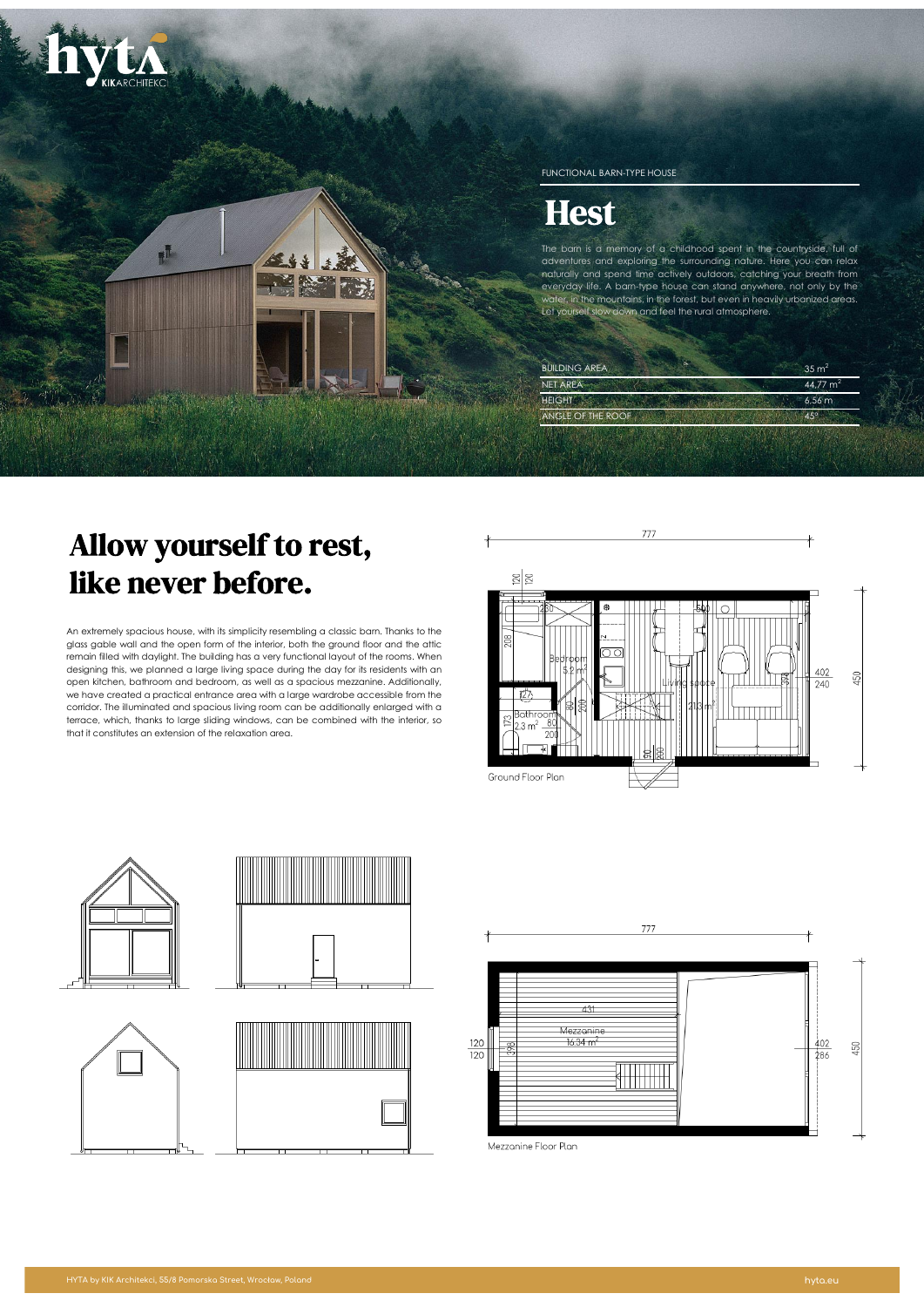FUNCTIONAL BARN-TYPE HOUSE

# Hest

The barn is a memory of a childhood spent in the countryside, full of adventures and exploring the surrounding nature. Here you can relax naturally and spend time actively outdoors, catching your breath from everyday life. A barn-type house can stand anywhere, not only by the water, in the mountains, in the forest, but even in heavily urbanized areas. Let yourself slow down and feel the rural atmosphere.

| | |
|---|---|
| BUILDING AREA | 35 m² |
| NET AREA | 44,77 m² |
| HEIGHT | 6,56 m |
| ANGLE OF THE ROOF | 45° |

## Allow yourself to rest, like never before.

An extremely spacious house, with its simplicity resembling a classic barn. Thanks to the glass gable wall and the open form of the interior, both the ground floor and the attic remain filled with daylight. The building has a very functional layout of the rooms. When designing this, we planned a large living space during the day for its residents with an open kitchen, bathroom and bedroom, as well as a spacious mezzanine. Additionally, we have created a practical entrance area with a large wardrobe accessible from the corridor. The illuminated and spacious living room can be additionally enlarged with a terrace, which, thanks to large sliding windows, can be combined with the interior, so that it constitutes an extension of the relaxation area.

Ground Floor Plan

Mezzanine Floor Plan

HYTA by KIK Architekci, 55/8 Pomorska Street, Wrocław, Poland hyta.eu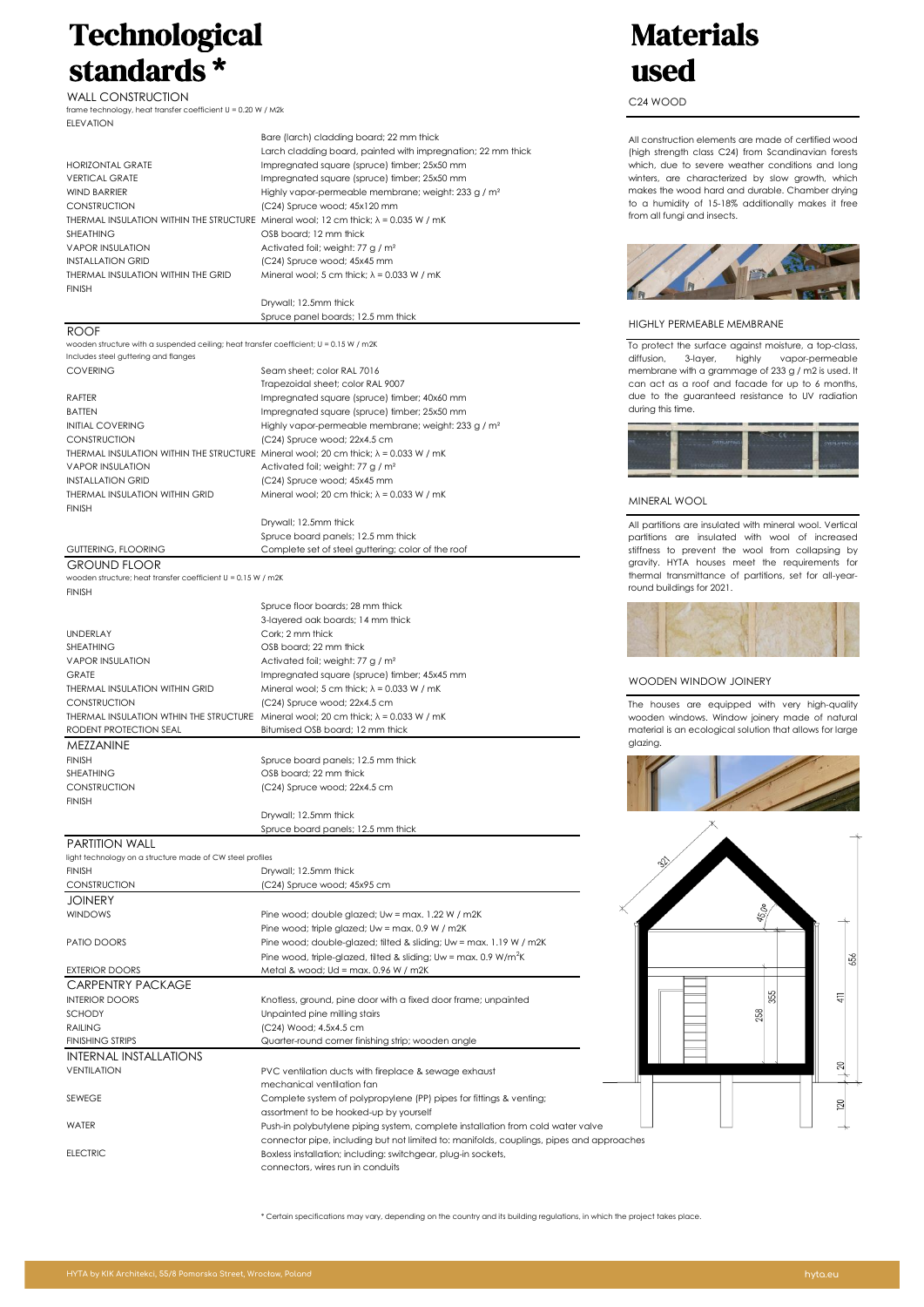# Technological standards *

## WALL CONSTRUCTION

frame technology, heat transfer coefficient U = 0.20 W / M2k

| | |
|---|---|
| ELEVATION | Bare (larch) cladding board; 22 mm thick |
| | Larch cladding board, painted with impregnation; 22 mm thick |
| HORIZONTAL GRATE | Impregnated square (spruce) timber; 25x50 mm |
| VERTICAL GRATE | Impregnated square (spruce) timber; 25x50 mm |
| WIND BARRIER | Highly vapor-permeable membrane; weight: 233 g / m² |
| CONSTRUCTION | (C24) Spruce wood; 45x120 mm |
| THERMAL INSULATION WITHIN THE STRUCTURE | Mineral wool; 12 cm thick; λ = 0.035 W / mK |
| SHEATHING | OSB board; 12 mm thick |
| VAPOR INSULATION | Activated foil; weight: 77 g / m² |
| INSTALLATION GRID | (C24) Spruce wood; 45x45 mm |
| THERMAL INSULATION WITHIN THE GRID | Mineral wool; 5 cm thick; λ = 0.033 W / mK |
| FINISH | Drywall; 12.5mm thick |
| | Spruce panel boards; 12.5 mm thick |

## ROOF

wooden structure with a suspended ceiling; heat transfer coefficient; U = 0.15 W / m2K
Includes steel guttering and flanges

| | |
|---|---|
| COVERING | Seam sheet; color RAL 7016 |
| | Trapezoidal sheet; color RAL 9007 |
| RAFTER | Impregnated square (spruce) timber; 40x60 mm |
| BATTEN | Impregnated square (spruce) timber; 25x50 mm |
| INITIAL COVERING | Highly vapor-permeable membrane; weight: 233 g / m² |
| CONSTRUCTION | (C24) Spruce wood; 22x4.5 cm |
| THERMAL INSULATION WITHIN THE STRUCTURE | Mineral wool; 20 cm thick; λ = 0.033 W / mK |
| VAPOR INSULATION | Activated foil; weight: 77 g / m² |
| INSTALLATION GRID | (C24) Spruce wood; 45x45 mm |
| THERMAL INSULATION WITHIN GRID | Mineral wool; 20 cm thick; λ = 0.033 W / mK |
| FINISH | Drywall; 12.5mm thick |
| | Spruce board panels; 12.5 mm thick |
| GUTTERING, FLOORING | Complete set of steel guttering; color of the roof |

## GROUND FLOOR

wooden structure; heat transfer coefficient U = 0.15 W / m2K

| | |
|---|---|
| FINISH | Spruce floor boards; 28 mm thick |
| | 3-layered oak boards; 14 mm thick |
| UNDERLAY | Cork; 2 mm thick |
| SHEATHING | OSB board; 22 mm thick |
| VAPOR INSULATION | Activated foil; weight: 77 g / m² |
| GRATE | Impregnated square (spruce) timber; 45x45 mm |
| THERMAL INSULATION WITHIN GRID | Mineral wool; 5 cm thick; λ = 0.033 W / mK |
| CONSTRUCTION | (C24) Spruce wood; 22x4.5 cm |
| THERMAL INSULATION WTHIN THE STRUCTURE | Mineral wool; 20 cm thick; λ = 0.033 W / mK |
| RODENT PROTECTION SEAL | Bitumised OSB board; 12 mm thick |

## MEZZANINE

| | |
|---|---|
| FINISH | Spruce board panels; 12.5 mm thick |
| SHEATHING | OSB board; 22 mm thick |
| CONSTRUCTION | (C24) Spruce wood; 22x4.5 cm |
| FINISH | Drywall; 12.5mm thick |
| | Spruce board panels; 12.5 mm thick |

## PARTITION WALL

light technology on a structure made of CW steel profiles

| | |
|---|---|
| FINISH | Drywall; 12.5mm thick |
| CONSTRUCTION | (C24) Spruce wood; 45x95 cm |

## JOINERY

| | |
|---|---|
| WINDOWS | Pine wood; double glazed; Uw = max. 1.22 W / m2K |
| | Pine wood; triple glazed; Uw = max. 0.9 W / m2K |
| PATIO DOORS | Pine wood; double-glazed; tilted & sliding; Uw = max. 1.19 W / m2K |
| | Pine wood, triple-glazed, tilted & sliding; Uw = max. 0.9 W/m²K |
| EXTERIOR DOORS | Metal & wood; Ud = max. 0.96 W / m2K |

## CARPENTRY PACKAGE

| | |
|---|---|
| INTERIOR DOORS | Knotless, ground, pine door with a fixed door frame; unpainted |
| SCHODY | Unpainted pine milling stairs |
| RAILING | (C24) Wood; 4.5x4.5 cm |
| FINISHING STRIPS | Quarter-round corner finishing strip; wooden angle |

## INTERNAL INSTALLATIONS

| | |
|---|---|
| VENTILATION | PVC ventilation ducts with fireplace & sewage exhaust |
| | mechanical ventilation fan |
| SEWEGE | Complete system of polypropylene (PP) pipes for fittings & venting; |
| | assortment to be hooked-up by yourself |
| WATER | Push-in polybutylene piping system, complete installation from cold water valve |
| | connector pipe, including but not limited to: manifolds, couplings, pipes and approaches |
| ELECTRIC | Boxless installation; including: switchgear, plug-in sockets, |
| | connectors, wires run in conduits |

# Materials used

## C24 WOOD

All construction elements are made of certified wood (high strength class C24) from Scandinavian forests which, due to severe weather conditions and long winters, are characterized by slow growth, which makes the wood hard and durable. Chamber drying to a humidity of 15-18% additionally makes it free from all fungi and insects.

## HIGHLY PERMEABLE MEMBRANE

To protect the surface against moisture, a top-class, diffusion, 3-layer, highly vapor-permeable membrane with a grammage of 233 g / m2 is used. It can act as a roof and facade for up to 6 months, due to the guaranteed resistance to UV radiation during this time.

## MINERAL WOOL

All partitions are insulated with mineral wool. Vertical partitions are insulated with wool of increased stiffness to prevent the wool from collapsing by gravity. HYTA houses meet the requirements for thermal transmittance of partitions, set for all-year-round buildings for 2021.

## WOODEN WINDOW JOINERY

The houses are equipped with very high-quality wooden windows. Window joinery made of natural material is an ecological solution that allows for large glazing.

321
45,0°
656
411
355
258
20
120

\* Certain specifications may vary, depending on the country and its building regulations, in which the project takes place.

HYTA by KIK Architekci, 55/8 Pomorska Street, Wrocław, Poland — hyta.eu